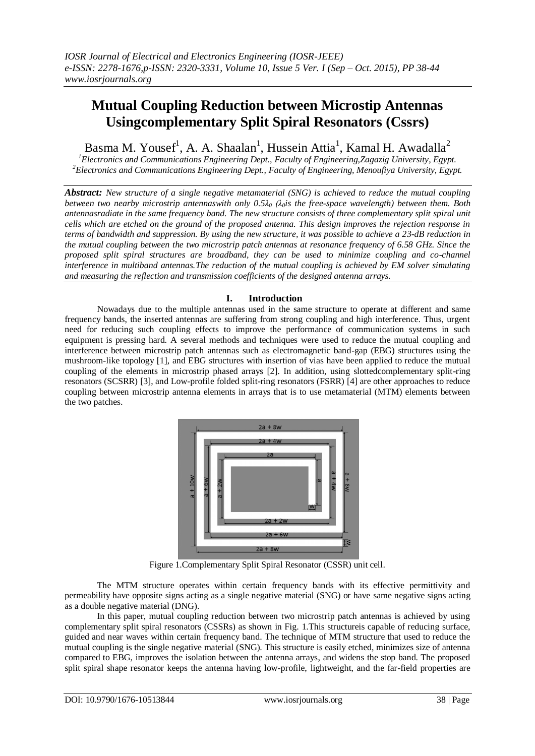# Mutual Coupling Reduction between Microstip Antennas Usingcomplementary Split Spiral Resonators (Cssrs)

Basma M. Yousef[1], A. A. Shaalan[1], Hussein Attia[1], Kamal H. Awadalla[2]

[1]*Electronics and Communications Engineering Dept., Faculty of Engineering,Zagazig University, Egypt.*
[2]*Electronics and Communications Engineering Dept., Faculty of Engineering, Menoufiya University, Egypt.*

***Abstract:*** *New structure of a single negative metamaterial (SNG) is achieved to reduce the mutual coupling between two nearby microstrip antennaswith only $0.5\lambda_0$ ($\lambda_0$is the free-space wavelength) between them. Both antennasradiate in the same frequency band. The new structure consists of three complementary split spiral unit cells which are etched on the ground of the proposed antenna. This design improves the rejection response in terms of bandwidth and suppression. By using the new structure, it was possible to achieve a 23-dB reduction in the mutual coupling between the two microstrip patch antennas at resonance frequency of 6.58 GHz. Since the proposed split spiral structures are broadband, they can be used to minimize coupling and co-channel interference in multiband antennas.The reduction of the mutual coupling is achieved by EM solver simulating and measuring the reflection and transmission coefficients of the designed antenna arrays.*

## I. Introduction

Nowadays due to the multiple antennas used in the same structure to operate at different and same frequency bands, the inserted antennas are suffering from strong coupling and high interference. Thus, urgent need for reducing such coupling effects to improve the performance of communication systems in such equipment is pressing hard. A several methods and techniques were used to reduce the mutual coupling and interference between microstrip patch antennas such as electromagnetic band-gap (EBG) structures using the mushroom-like topology [1], and EBG structures with insertion of vias have been applied to reduce the mutual coupling of the elements in microstrip phased arrays [2]. In addition, using slottedcomplementary split-ring resonators (SCSRR) [3], and Low-profile folded split-ring resonators (FSRR) [4] are other approaches to reduce coupling between microstrip antenna elements in arrays that is to use metamaterial (MTM) elements between the two patches.

Figure 1.Complementary Split Spiral Resonator (CSSR) unit cell.

The MTM structure operates within certain frequency bands with its effective permittivity and permeability have opposite signs acting as a single negative material (SNG) or have same negative signs acting as a double negative material (DNG).

In this paper, mutual coupling reduction between two microstrip patch antennas is achieved by using complementary split spiral resonators (CSSRs) as shown in Fig. 1.This structureis capable of reducing surface, guided and near waves within certain frequency band. The technique of MTM structure that used to reduce the mutual coupling is the single negative material (SNG). This structure is easily etched, minimizes size of antenna compared to EBG, improves the isolation between the antenna arrays, and widens the stop band. The proposed split spiral shape resonator keeps the antenna having low-profile, lightweight, and the far-field properties are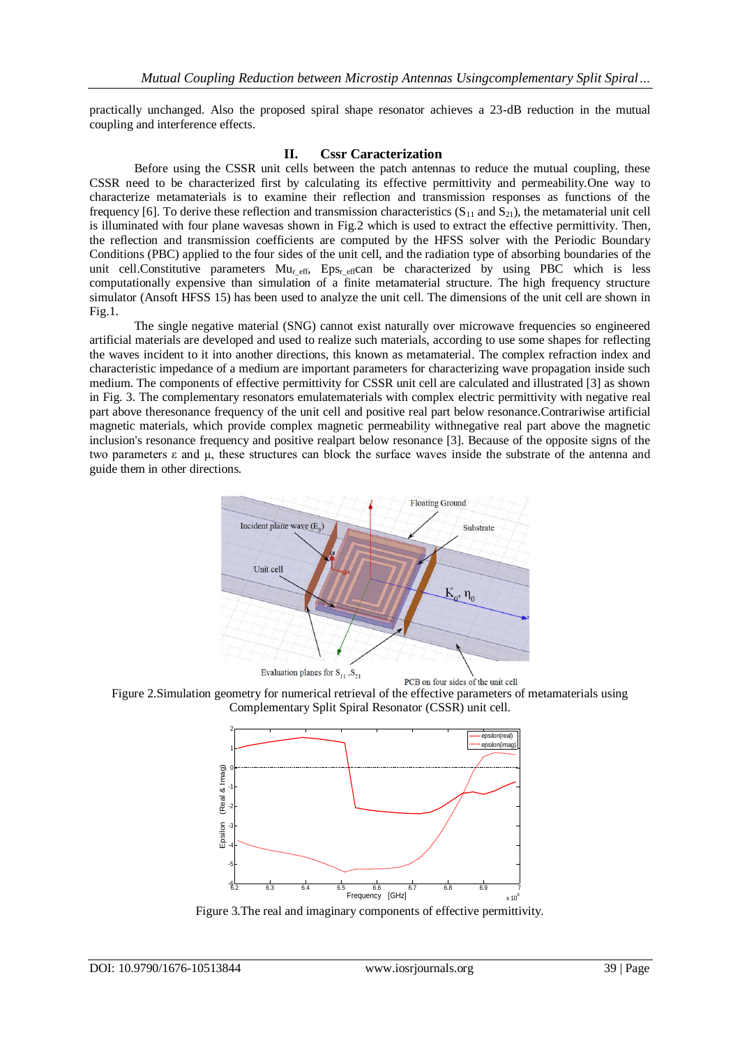practically unchanged. Also the proposed spiral shape resonator achieves a 23-dB reduction in the mutual coupling and interference effects.

## II. Cssr Caracterization

Before using the CSSR unit cells between the patch antennas to reduce the mutual coupling, these CSSR need to be characterized first by calculating its effective permittivity and permeability.One way to characterize metamaterials is to examine their reflection and transmission responses as functions of the frequency [6]. To derive these reflection and transmission characteristics ($S_{11}$ and $S_{21}$), the metamaterial unit cell is illuminated with four plane wavesas shown in Fig.2 which is used to extract the effective permittivity. Then, the reflection and transmission coefficients are computed by the HFSS solver with the Periodic Boundary Conditions (PBC) applied to the four sides of the unit cell, and the radiation type of absorbing boundaries of the unit cell.Constitutive parameters $Mu_{r\_eff}$, $Eps_{r\_eff}$can be characterized by using PBC which is less computationally expensive than simulation of a finite metamaterial structure. The high frequency structure simulator (Ansoft HFSS 15) has been used to analyze the unit cell. The dimensions of the unit cell are shown in Fig.1.

The single negative material (SNG) cannot exist naturally over microwave frequencies so engineered artificial materials are developed and used to realize such materials, according to use some shapes for reflecting the waves incident to it into another directions, this known as metamaterial. The complex refraction index and characteristic impedance of a medium are important parameters for characterizing wave propagation inside such medium. The components of effective permittivity for CSSR unit cell are calculated and illustrated [3] as shown in Fig. 3. The complementary resonators emulatematerials with complex electric permittivity with negative real part above theresonance frequency of the unit cell and positive real part below resonance.Contrariwise artificial magnetic materials, which provide complex magnetic permeability withnegative real part above the magnetic inclusion's resonance frequency and positive realpart below resonance [3]. Because of the opposite signs of the two parameters ε and μ, these structures can block the surface waves inside the substrate of the antenna and guide them in other directions.

Figure 2.Simulation geometry for numerical retrieval of the effective parameters of metamaterials using Complementary Split Spiral Resonator (CSSR) unit cell.

Figure 3.The real and imaginary components of effective permittivity.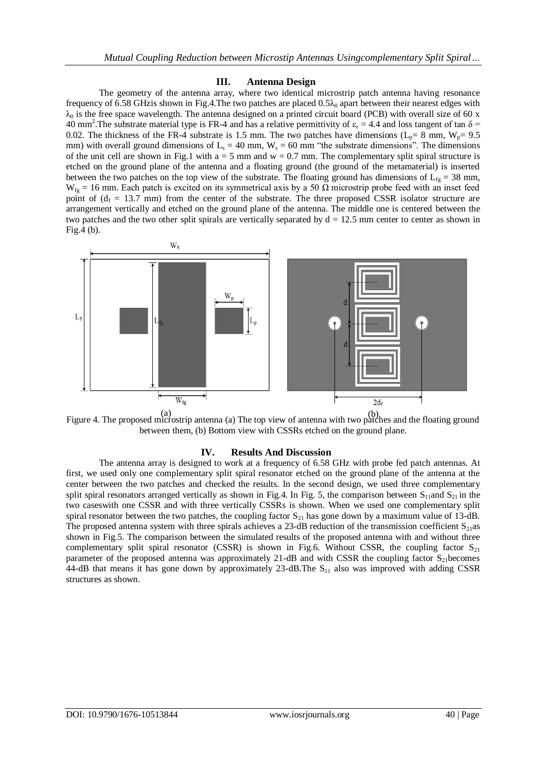## III. Antenna Design

The geometry of the antenna array, where two identical microstrip patch antenna having resonance frequency of 6.58 GHzis shown in Fig.4.The two patches are placed $0.5\lambda_0$ apart between their nearest edges with $\lambda_0$ is the free space wavelength. The antenna designed on a printed circuit board (PCB) with overall size of 60 x 40 $mm^2$.The substrate material type is FR-4 and has a relative permittivity of $\varepsilon_r = 4.4$ and loss tangent of $\tan \delta = 0.02$. The thickness of the FR-4 substrate is 1.5 mm. The two patches have dimensions ($L_p$= 8 mm, $W_p$= 9.5 mm) with overall ground dimensions of $L_s$ = 40 mm, $W_s$ = 60 mm "the substrate dimensions". The dimensions of the unit cell are shown in Fig.1 with a = 5 mm and w = 0.7 mm. The complementary split spiral structure is etched on the ground plane of the antenna and a floating ground (the ground of the metamaterial) is inserted between the two patches on the top view of the substrate. The floating ground has dimensions of $L_{fg}$ = 38 mm, $W_{fg}$ = 16 mm. Each patch is excited on its symmetrical axis by a 50 Ω microstrip probe feed with an inset feed point of ($d_f$ = 13.7 mm) from the center of the substrate. The three proposed CSSR isolator structure are arrangement vertically and etched on the ground plane of the antenna. The middle one is centered between the two patches and the two other split spirals are vertically separated by d = 12.5 mm center to center as shown in Fig.4 (b).

Figure 4. The proposed microstrip antenna (a) The top view of antenna with two patches and the floating ground between them, (b) Bottom view with CSSRs etched on the ground plane.

## IV. Results And Discussion

The antenna array is designed to work at a frequency of 6.58 GHz with probe fed patch antennas. At first, we used only one complementary split spiral resonator etched on the ground plane of the antenna at the center between the two patches and checked the results. In the second design, we used three complementary split spiral resonators arranged vertically as shown in Fig.4. In Fig. 5, the comparison between $S_{11}$and $S_{21}$ in the two caseswith one CSSR and with three vertically CSSRs is shown. When we used one complementary split spiral resonator between the two patches, the coupling factor $S_{21}$ has gone down by a maximum value of 13-dB. The proposed antenna system with three spirals achieves a 23-dB reduction of the transmission coefficient $S_{21}$as shown in Fig.5. The comparison between the simulated results of the proposed antenna with and without three complementary split spiral resonator (CSSR) is shown in Fig.6. Without CSSR, the coupling factor $S_{21}$ parameter of the proposed antenna was approximately 21-dB and with CSSR the coupling factor $S_{21}$becomes 44-dB that means it has gone down by approximately 23-dB.The $S_{11}$ also was improved with adding CSSR structures as shown.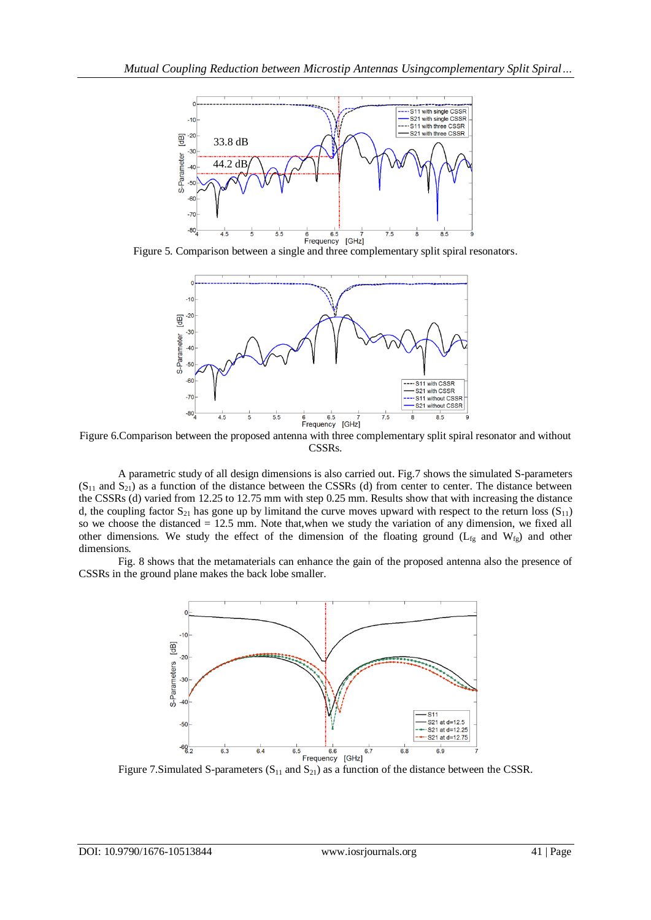Figure 5. Comparison between a single and three complementary split spiral resonators.

Figure 6.Comparison between the proposed antenna with three complementary split spiral resonator and without CSSRs.

A parametric study of all design dimensions is also carried out. Fig.7 shows the simulated S-parameters ($S_{11}$ and $S_{21}$) as a function of the distance between the CSSRs (d) from center to center. The distance between the CSSRs (d) varied from 12.25 to 12.75 mm with step 0.25 mm. Results show that with increasing the distance d, the coupling factor $S_{21}$ has gone up by limitand the curve moves upward with respect to the return loss ($S_{11}$) so we choose the distanced = 12.5 mm. Note that,when we study the variation of any dimension, we fixed all other dimensions. We study the effect of the dimension of the floating ground ($L_{fg}$ and $W_{fg}$) and other dimensions.

Fig. 8 shows that the metamaterials can enhance the gain of the proposed antenna also the presence of CSSRs in the ground plane makes the back lobe smaller.

Figure 7.Simulated S-parameters ($S_{11}$ and $S_{21}$) as a function of the distance between the CSSR.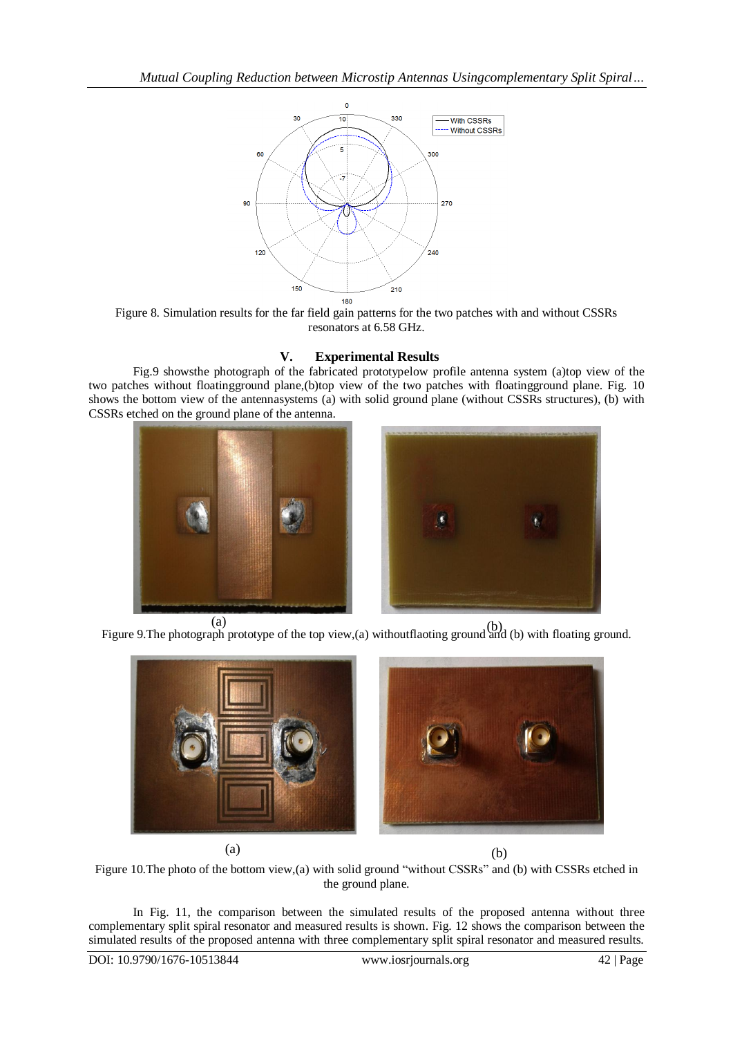Figure 8. Simulation results for the far field gain patterns for the two patches with and without CSSRs resonators at 6.58 GHz.

## V. Experimental Results

Fig.9 showsthe photograph of the fabricated prototypelow profile antenna system (a)top view of the two patches without floatingground plane,(b)top view of the two patches with floatingground plane. Fig. 10 shows the bottom view of the antennasystems (a) with solid ground plane (without CSSRs structures), (b) with CSSRs etched on the ground plane of the antenna.

Figure 9.The photograph prototype of the top view,(a) withoutflaoting ground and (b) with floating ground.

Figure 10.The photo of the bottom view,(a) with solid ground "without CSSRs" and (b) with CSSRs etched in the ground plane.

In Fig. 11, the comparison between the simulated results of the proposed antenna without three complementary split spiral resonator and measured results is shown. Fig. 12 shows the comparison between the simulated results of the proposed antenna with three complementary split spiral resonator and measured results.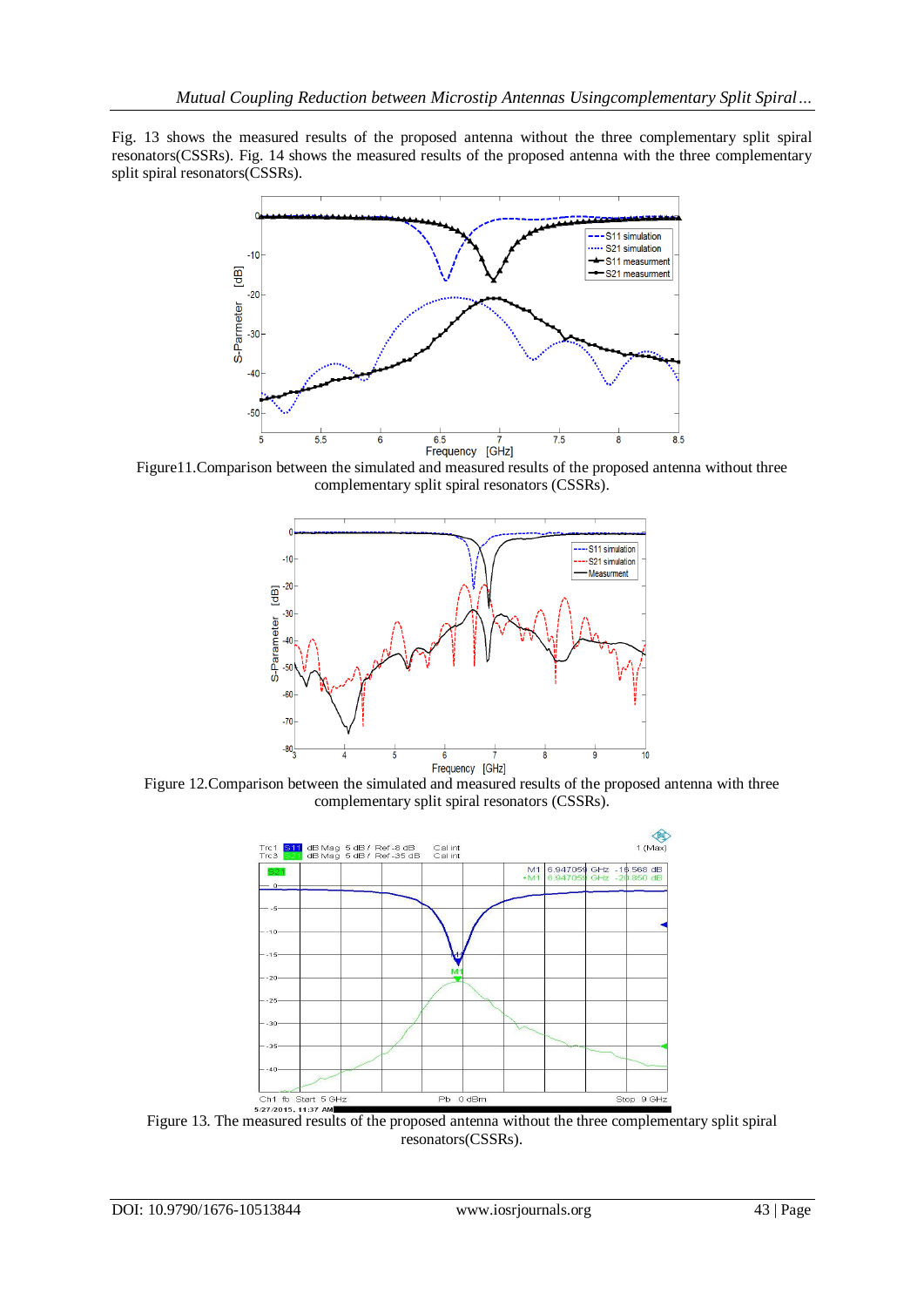Fig. 13 shows the measured results of the proposed antenna without the three complementary split spiral resonators(CSSRs). Fig. 14 shows the measured results of the proposed antenna with the three complementary split spiral resonators(CSSRs).

Figure11.Comparison between the simulated and measured results of the proposed antenna without three complementary split spiral resonators (CSSRs).

Figure 12.Comparison between the simulated and measured results of the proposed antenna with three complementary split spiral resonators (CSSRs).

Figure 13. The measured results of the proposed antenna without the three complementary split spiral resonators(CSSRs).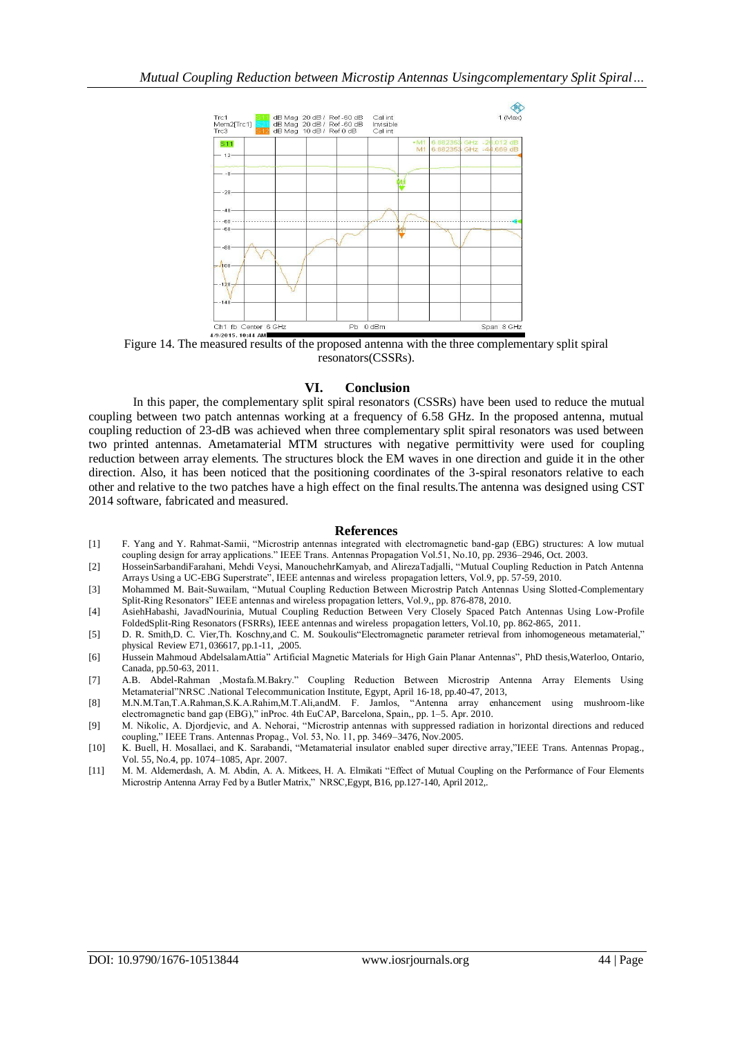Trc1 S11 dB Mag 20 dB / Ref -60 dB Cal int
Mem2[Trc1] S21 dB Mag 20 dB / Ref -60 dB Invisible
Trc3 S12 dB Mag 10 dB / Ref 0 dB Cal int

1 (Max)

S11

•M1 6.882353 GHz -20.012 dB
M1 6.882353 GHz -44.669 dB

12
-8
-28
-48
-60
-68
-88
-108
-128
-148

Ch1 fb Center 6 GHz Pb 0 dBm Span 8 GHz

4/9/2015, 10:44 AM

Figure 14. The measured results of the proposed antenna with the three complementary split spiral resonators(CSSRs).

## VI. Conclusion

In this paper, the complementary split spiral resonators (CSSRs) have been used to reduce the mutual coupling between two patch antennas working at a frequency of 6.58 GHz. In the proposed antenna, mutual coupling reduction of 23-dB was achieved when three complementary split spiral resonators was used between two printed antennas. Ametamaterial MTM structures with negative permittivity were used for coupling reduction between array elements. The structures block the EM waves in one direction and guide it in the other direction. Also, it has been noticed that the positioning coordinates of the 3-spiral resonators relative to each other and relative to the two patches have a high effect on the final results.The antenna was designed using CST 2014 software, fabricated and measured.

## References

[1] F. Yang and Y. Rahmat-Samii, "Microstrip antennas integrated with electromagnetic band-gap (EBG) structures: A low mutual coupling design for array applications." IEEE Trans. Antennas Propagation Vol.51, No.10, pp. 2936–2946, Oct. 2003.

[2] HosseinSarbandiFarahani, Mehdi Veysi, ManouchehrKamyab, and AlirezaTadjalli, "Mutual Coupling Reduction in Patch Antenna Arrays Using a UC-EBG Superstrate", IEEE antennas and wireless propagation letters, Vol.9, pp. 57-59, 2010.

[3] Mohammed M. Bait-Suwailam, "Mutual Coupling Reduction Between Microstrip Patch Antennas Using Slotted-Complementary Split-Ring Resonators" IEEE antennas and wireless propagation letters, Vol.9,, pp. 876-878, 2010.

[4] AsiehHabashi, JavadNourinia, Mutual Coupling Reduction Between Very Closely Spaced Patch Antennas Using Low-Profile FoldedSplit-Ring Resonators (FSRRs), IEEE antennas and wireless propagation letters, Vol.10, pp. 862-865, 2011.

[5] D. R. Smith,D. C. Vier,Th. Koschny,and C. M. Soukoulis"Electromagnetic parameter retrieval from inhomogeneous metamaterial," physical Review E71, 036617, pp.1-11, ,2005.

[6] Hussein Mahmoud AbdelsalamAttia" Artificial Magnetic Materials for High Gain Planar Antennas", PhD thesis,Waterloo, Ontario, Canada, pp.50-63, 2011.

[7] A.B. Abdel-Rahman ,Mostafa.M.Bakry." Coupling Reduction Between Microstrip Antenna Array Elements Using Metamaterial"NRSC .National Telecommunication Institute, Egypt, April 16-18, pp.40-47, 2013,

[8] M.N.M.Tan,T.A.Rahman,S.K.A.Rahim,M.T.Ali,andM. F. Jamlos, "Antenna array enhancement using mushroom-like electromagnetic band gap (EBG)," inProc. 4th EuCAP, Barcelona, Spain,, pp. 1–5. Apr. 2010.

[9] M. Nikolic, A. Djordjevic, and A. Nehorai, "Microstrip antennas with suppressed radiation in horizontal directions and reduced coupling," IEEE Trans. Antennas Propag., Vol. 53, No. 11, pp. 3469–3476, Nov.2005.

[10] K. Buell, H. Mosallaei, and K. Sarabandi, "Metamaterial insulator enabled super directive array,"IEEE Trans. Antennas Propag., Vol. 55, No.4, pp. 1074–1085, Apr. 2007.

[11] M. M. Aldemerdash, A. M. Abdin, A. A. Mitkees, H. A. Elmikati "Effect of Mutual Coupling on the Performance of Four Elements Microstrip Antenna Array Fed by a Butler Matrix," NRSC,Egypt, B16, pp.127-140, April 2012,.